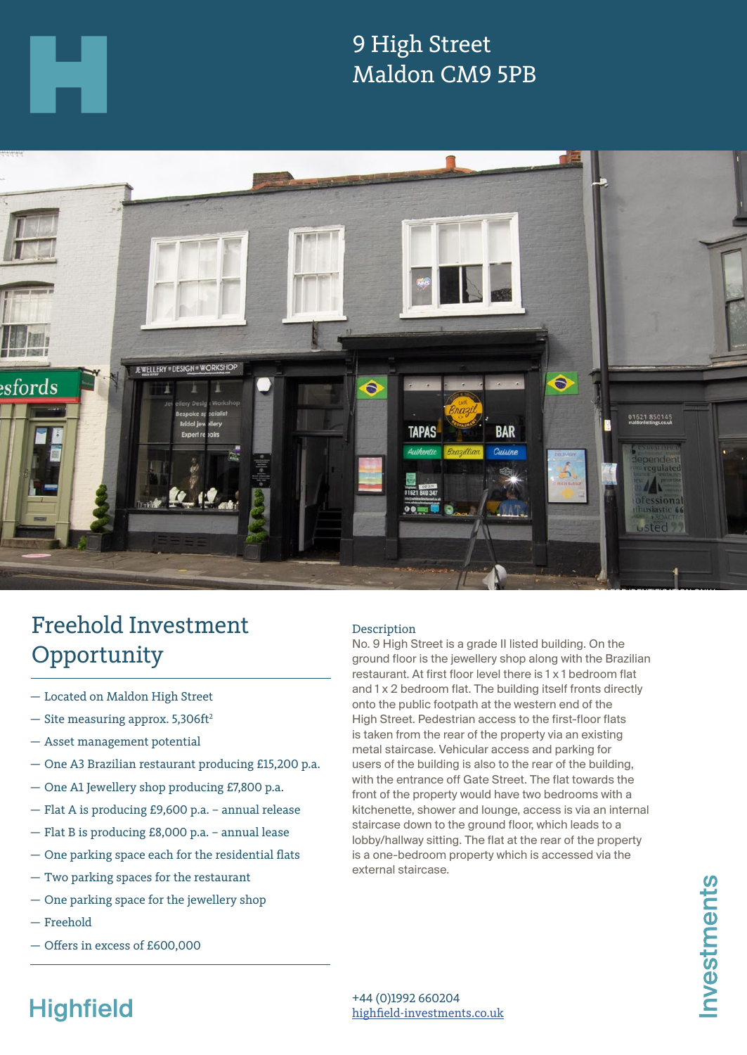# 9 High Street
# Maldon CM9 5PB

## Freehold Investment Opportunity

- Located on Maldon High Street
- Site measuring approx. 5,306ft$^2$
- Asset management potential
- One A3 Brazilian restaurant producing £15,200 p.a.
- One A1 Jewellery shop producing £7,800 p.a.
- Flat A is producing £9,600 p.a. – annual release
- Flat B is producing £8,000 p.a. – annual lease
- One parking space each for the residential flats
- Two parking spaces for the restaurant
- One parking space for the jewellery shop
- Freehold
- Offers in excess of £600,000

### Description

No. 9 High Street is a grade II listed building. On the ground floor is the jewellery shop along with the Brazilian restaurant. At first floor level there is 1 x 1 bedroom flat and 1 x 2 bedroom flat. The building itself fronts directly onto the public footpath at the western end of the High Street. Pedestrian access to the first-floor flats is taken from the rear of the property via an existing metal staircase. Vehicular access and parking for users of the building is also to the rear of the building, with the entrance off Gate Street. The flat towards the front of the property would have two bedrooms with a kitchenette, shower and lounge, access is via an internal staircase down to the ground floor, which leads to a lobby/hallway sitting. The flat at the rear of the property is a one-bedroom property which is accessed via the external staircase.

Highfield Investments

+44 (0)1992 660204
highfield-investments.co.uk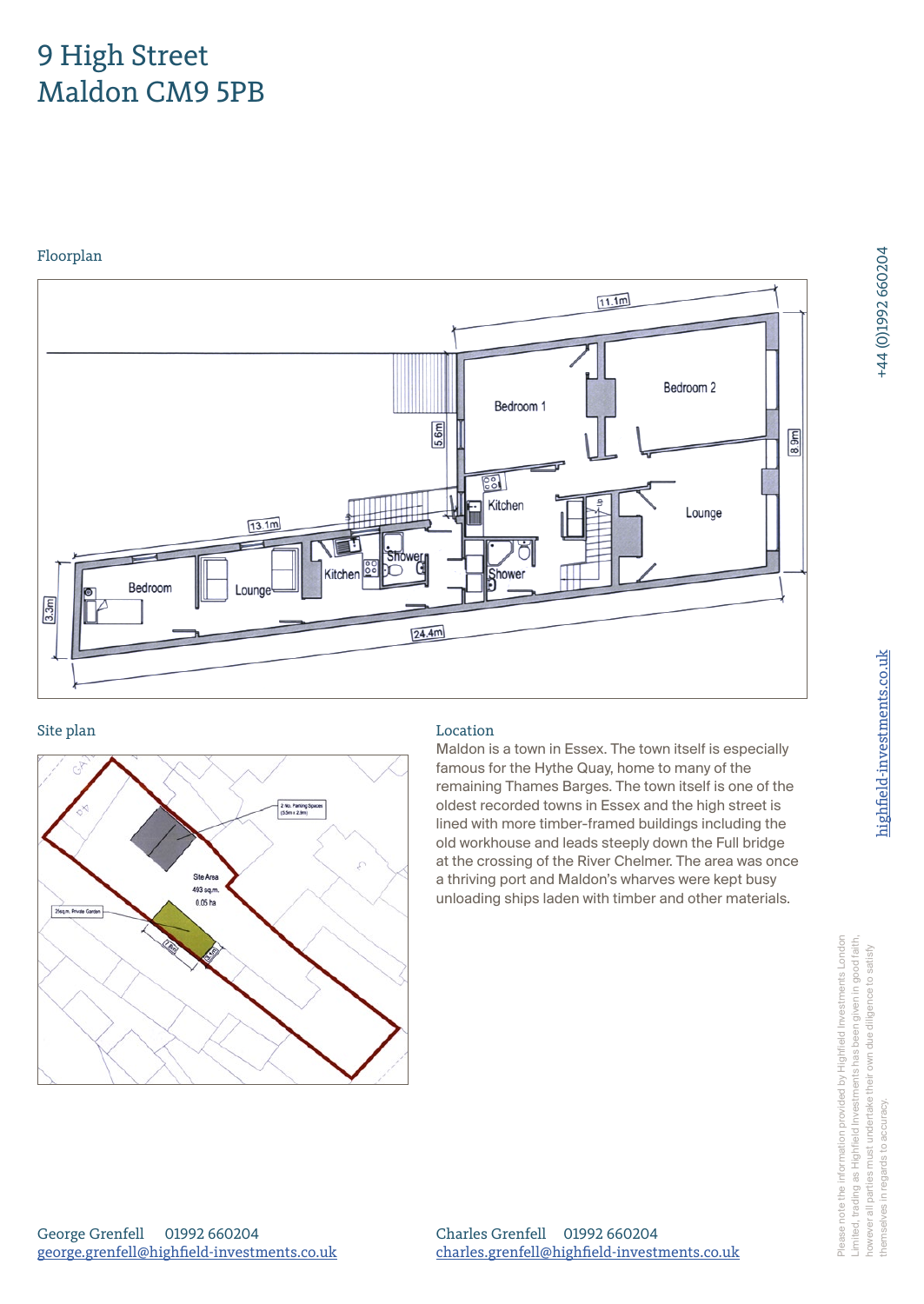# 9 High Street
# Maldon CM9 5PB

## Floorplan

## Site plan

## Location

Maldon is a town in Essex. The town itself is especially famous for the Hythe Quay, home to many of the remaining Thames Barges. The town itself is one of the oldest recorded towns in Essex and the high street is lined with more timber-framed buildings including the old workhouse and leads steeply down the Full bridge at the crossing of the River Chelmer. The area was once a thriving port and Maldon's wharves were kept busy unloading ships laden with timber and other materials.

George Grenfell 01992 660204
george.grenfell@highfield-investments.co.uk

Charles Grenfell 01992 660204
charles.grenfell@highfield-investments.co.uk

+44 (0)1992 660204

highfield-investments.co.uk

Please note the information provided by Highfield Investments London Limited, trading as Highfield Investments has been given in good faith, however all parties must undertake their own due diligence to satisfy themselves in regards to accuracy.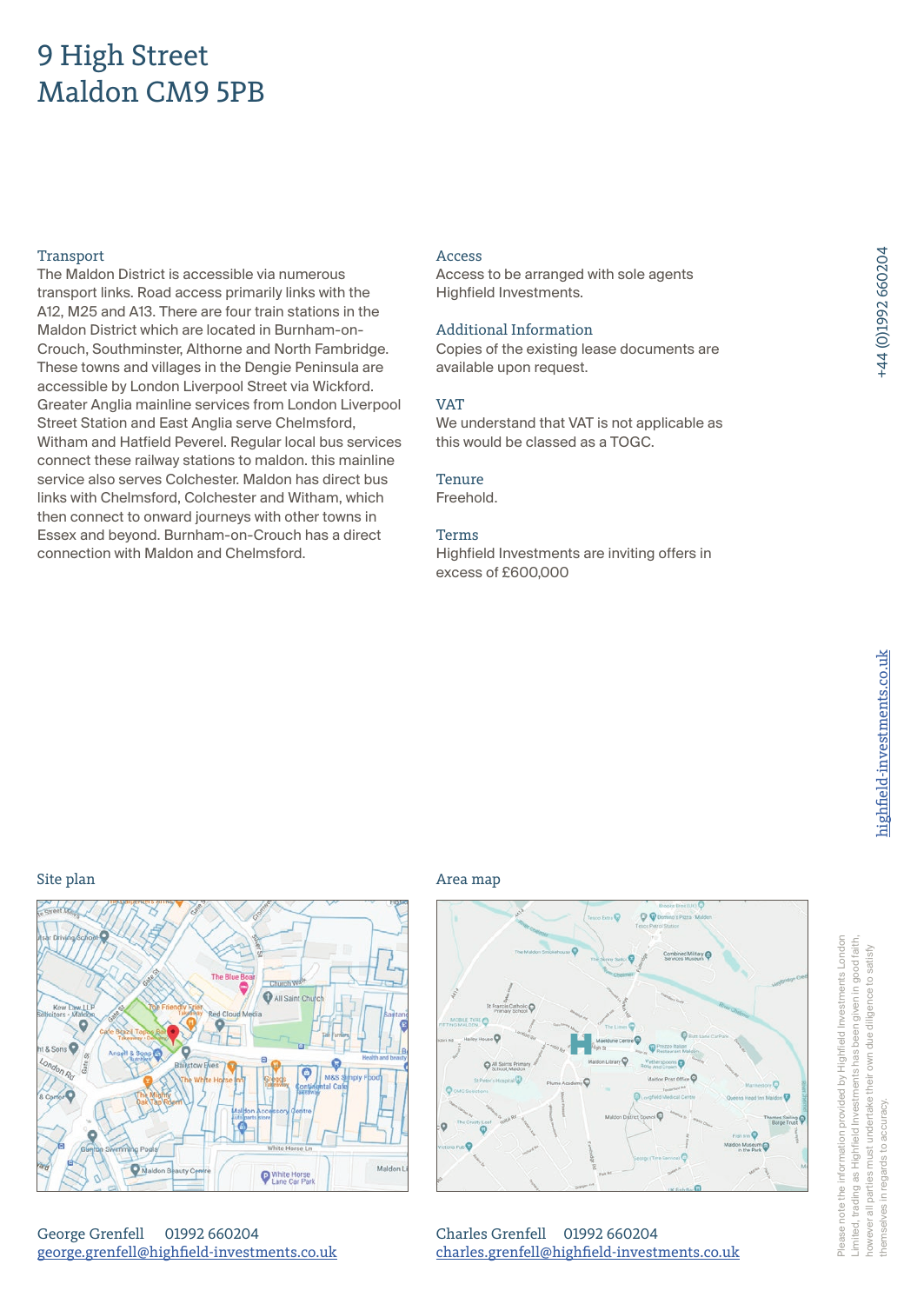# 9 High Street
# Maldon CM9 5PB

## Transport

The Maldon District is accessible via numerous transport links. Road access primarily links with the A12, M25 and A13. There are four train stations in the Maldon District which are located in Burnham-on-Crouch, Southminster, Althorne and North Fambridge. These towns and villages in the Dengie Peninsula are accessible by London Liverpool Street via Wickford. Greater Anglia mainline services from London Liverpool Street Station and East Anglia serve Chelmsford, Witham and Hatfield Peverel. Regular local bus services connect these railway stations to maldon. this mainline service also serves Colchester. Maldon has direct bus links with Chelmsford, Colchester and Witham, which then connect to onward journeys with other towns in Essex and beyond. Burnham-on-Crouch has a direct connection with Maldon and Chelmsford.

## Access

Access to be arranged with sole agents Highfield Investments.

## Additional Information

Copies of the existing lease documents are available upon request.

## VAT

We understand that VAT is not applicable as this would be classed as a TOGC.

## Tenure

Freehold.

## Terms

Highfield Investments are inviting offers in excess of £600,000

## Site plan

## Area map

George Grenfell 01992 660204
george.grenfell@highfield-investments.co.uk

Charles Grenfell 01992 660204
charles.grenfell@highfield-investments.co.uk

+44 (0)1992 660204

highfield-investments.co.uk

Please note the information provided by Highfield Investments London Limited, trading as Highfield Investments has been given in good faith, however all parties must undertake their own due diligence to satisfy themselves in regards to accuracy.